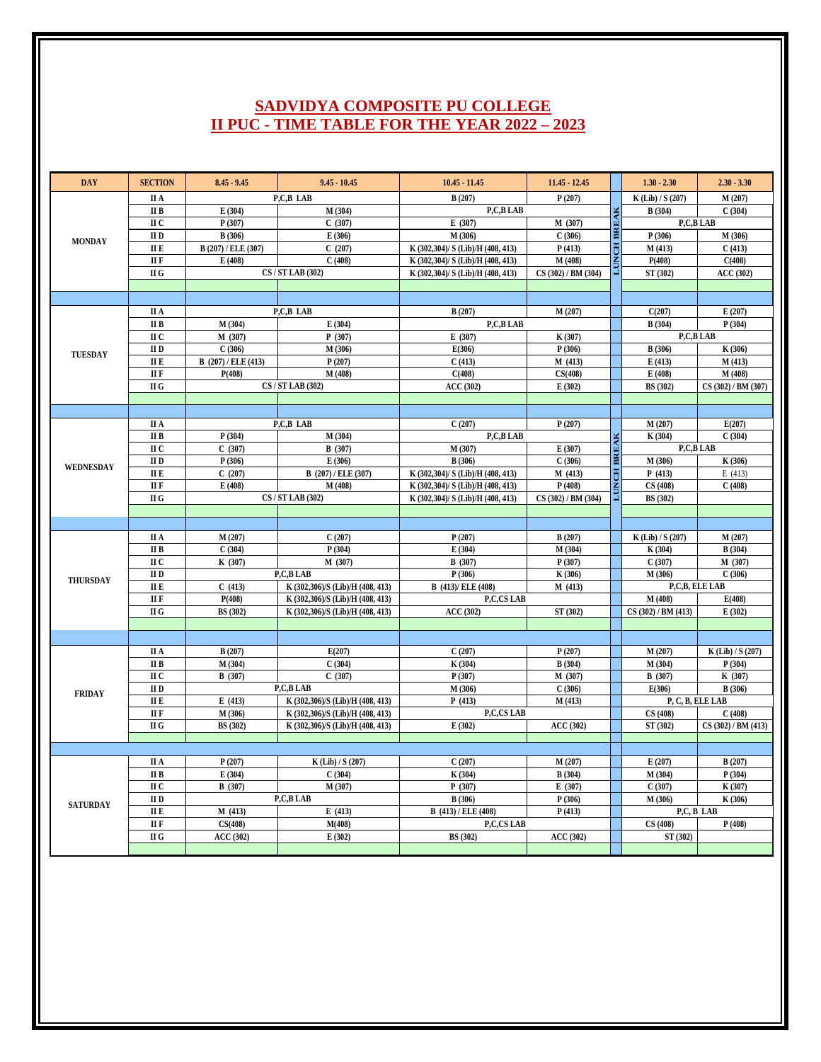# SADVIDYA COMPOSITE PU COLLEGE
# II PUC - TIME TABLE FOR THE YEAR 2022 – 2023

| DAY | SECTION | 8.45 - 9.45 | 9.45 - 10.45 | 10.45 - 11.45 | 11.45 - 12.45 | | 1.30 - 2.30 | 2.30 - 3.30 |
|---|---|---|---|---|---|---|---|---|
| MONDAY | II A | P,C,B LAB | | B (207) | P (207) | LUNCH BREAK | K (Lib) / S (207) | M (207) |
| | II B | E (304) | M (304) | P,C,B LAB | | | B (304) | C (304) |
| | II C | P (307) | C (307) | E (307) | M (307) | | P,C,B LAB | |
| | II D | B (306) | E (306) | M (306) | C (306) | | P (306) | M (306) |
| | II E | B (207) / ELE (307) | C (207) | K (302,304)/ S (Lib)/H (408, 413) | P (413) | | M (413) | C (413) |
| | II F | E (408) | C (408) | K (302,304)/ S (Lib)/H (408, 413) | M (408) | | P(408) | C(408) |
| | II G | CS / ST LAB (302) | | K (302,304)/ S (Lib)/H (408, 413) | CS (302) / BM (304) | | ST (302) | ACC (302) |
| TUESDAY | II A | P,C,B LAB | | B (207) | M (207) | | C(207) | E (207) |
| | II B | M (304) | E (304) | P,C,B LAB | | | B (304) | P (304) |
| | II C | M (307) | P (307) | E (307) | K (307) | | P,C,B LAB | |
| | II D | C (306) | M (306) | E(306) | P (306) | | B (306) | K (306) |
| | II E | B (207) / ELE (413) | P (207) | C (413) | M (413) | | E (413) | M (413) |
| | II F | P(408) | M (408) | C(408) | CS(408) | | E (408) | M (408) |
| | II G | CS / ST LAB (302) | | ACC (302) | E (302) | | BS (302) | CS (302) / BM (307) |
| WEDNESDAY | II A | P,C,B LAB | | C (207) | P (207) | LUNCH BREAK | M (207) | E(207) |
| | II B | P (304) | M (304) | P,C,B LAB | | | K (304) | C (304) |
| | II C | C (307) | B (307) | M (307) | E (307) | | P,C,B LAB | |
| | II D | P (306) | E (306) | B (306) | C (306) | | M (306) | K (306) |
| | II E | C (207) | B (207) / ELE (307) | K (302,304)/ S (Lib)/H (408, 413) | M (413) | | P (413) | E (413) |
| | II F | E (408) | M (408) | K (302,304)/ S (Lib)/H (408, 413) | P (408) | | CS (408) | C (408) |
| | II G | CS / ST LAB (302) | | K (302,304)/ S (Lib)/H (408, 413) | CS (302) / BM (304) | | BS (302) | |
| THURSDAY | II A | M (207) | C (207) | P (207) | B (207) | | K (Lib) / S (207) | M (207) |
| | II B | C (304) | P (304) | E (304) | M (304) | | K (304) | B (304) |
| | II C | K (307) | M (307) | B (307) | P (307) | | C (307) | M (307) |
| | II D | P,C,B LAB | | P (306) | K (306) | | M (306) | C (306) |
| | II E | C (413) | K (302,306)/S (Lib)/H (408, 413) | B (413)/ ELE (408) | M (413) | | P,C,B, ELE LAB | |
| | II F | P(408) | K (302,306)/S (Lib)/H (408, 413) | P,C,CS LAB | | | M (408) | E(408) |
| | II G | BS (302) | K (302,306)/S (Lib)/H (408, 413) | ACC (302) | ST (302) | | CS (302) / BM (413) | E (302) |
| FRIDAY | II A | B (207) | E(207) | C (207) | P (207) | | M (207) | K (Lib) / S (207) |
| | II B | M (304) | C (304) | K (304) | B (304) | | M (304) | P (304) |
| | II C | B (307) | C (307) | P (307) | M (307) | | B (307) | K (307) |
| | II D | P,C,B LAB | | M (306) | C (306) | | E(306) | B (306) |
| | II E | E (413) | K (302,306)/S (Lib)/H (408, 413) | P (413) | M (413) | | P, C, B, ELE LAB | |
| | II F | M (306) | K (302,306)/S (Lib)/H (408, 413) | P,C,CS LAB | | | CS (408) | C (408) |
| | II G | BS (302) | K (302,306)/S (Lib)/H (408, 413) | E (302) | ACC (302) | | ST (302) | CS (302) / BM (413) |
| SATURDAY | II A | P (207) | K (Lib) / S (207) | C (207) | M (207) | | E (207) | B (207) |
| | II B | E (304) | C (304) | K (304) | B (304) | | M (304) | P (304) |
| | II C | B (307) | M (307) | P (307) | E (307) | | C (307) | K (307) |
| | II D | P,C,B LAB | | B (306) | P (306) | | M (306) | K (306) |
| | II E | M (413) | E (413) | B (413) / ELE (408) | P (413) | | P,C, B LAB | |
| | II F | CS(408) | M(408) | P,C,CS LAB | | | CS (408) | P (408) |
| | II G | ACC (302) | E (302) | BS (302) | ACC (302) | | ST (302) | |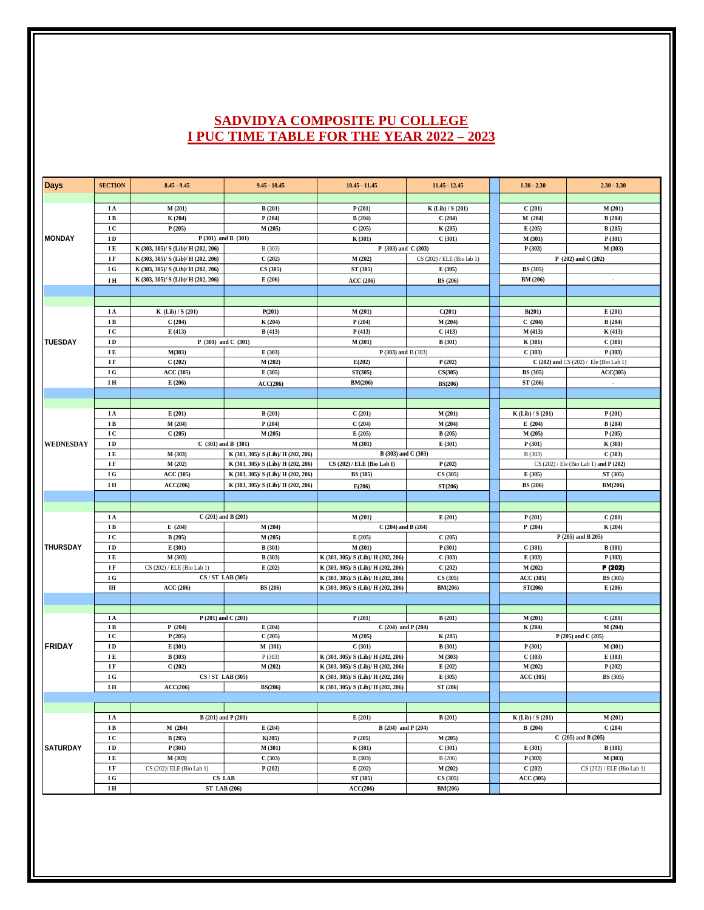# SADVIDYA COMPOSITE PU COLLEGE
# I PUC TIME TABLE FOR THE YEAR 2022 – 2023

| Days | SECTION | 8.45 - 9.45 | 9.45 - 10.45 | 10.45 - 11.45 | 11.45 - 12.45 | | 1.30 - 2.30 | 2.30 - 3.30 |
|---|---|---|---|---|---|---|---|---|
| MONDAY | I A | M (201) | B (201) | P (201) | K (Lib) / S (201) | | C (201) | M (201) |
| | I B | K (204) | P (204) | B (204) | C (204) | | M (204) | B (204) |
| | I C | P (205) | M (205) | C (205) | K (205) | | E (205) | B (205) |
| | I D | P (301) and B (301) | | K (301) | C (301) | | M (301) | P (301) |
| | I E | K (303, 305)/ S (Lib)/ H (202, 206) | B (303) | P (303) and C (303) | | | P (303) | M (303) |
| | I F | K (303, 305)/ S (Lib)/ H (202, 206) | C (202) | M (202) | CS (202) / ELE (Bio lab 1) | | P (202) and C (202) | |
| | I G | K (303, 305)/ S (Lib)/ H (202, 206) | CS (305) | ST (305) | E (305) | | BS (305) | |
| | I H | K (303, 305)/ S (Lib)/ H (202, 206) | E (206) | ACC (206) | BS (206) | | BM (206) | - |
| TUESDAY | I A | K (Lib) / S (201) | P(201) | M (201) | C(201) | | B(201) | E (201) |
| | I B | C (204) | K (204) | P (204) | M (204) | | C (204) | B (204) |
| | I C | E (413) | B (413) | P (413) | C (413) | | M (413) | K (413) |
| | I D | P (301) and C (301) | | M (301) | B (301) | | K (301) | C (301) |
| | I E | M(303) | E (303) | P (303) and B (303) | | | C (303) | P (303) |
| | I F | C (202) | M (202) | E(202) | P (202) | | C (202) and CS (202) / Ele (Bio Lab 1) | |
| | I G | ACC (305) | E (305) | ST(305) | CS(305) | | BS (305) | ACC(305) |
| | I H | E (206) | ACC(206) | BM(206) | BS(206) | | ST (206) | - |
| WEDNESDAY | I A | E (201) | B (201) | C (201) | M (201) | | K (Lib) / S (201) | P (201) |
| | I B | M (204) | P (204) | C (204) | M (204) | | E (204) | B (204) |
| | I C | C (205) | M (205) | E (205) | B (205) | | M (205) | P (205) |
| | I D | C (301) and B (301) | | M (301) | E (301) | | P (301) | K (301) |
| | I E | M (303) | K (303, 305)/ S (Lib)/ H (202, 206) | B (303) and C (303) | | | B (303) | C (303) |
| | I F | M (202) | K (303, 305)/ S (Lib)/ H (202, 206) | CS (202) / ELE (Bio Lab I) | P (202) | | CS (202) / Ele (Bio Lab 1) and P (202) | |
| | I G | ACC (305) | K (303, 305)/ S (Lib)/ H (202, 206) | BS (305) | CS (305) | | E (305) | ST (305) |
| | I H | ACC(206) | K (303, 305)/ S (Lib)/ H (202, 206) | E(206) | ST(206) | | BS (206) | BM(206) |
| THURSDAY | I A | C (201) and B (201) | | M (201) | E (201) | | P (201) | C (201) |
| | I B | E (204) | M (204) | C (204) and B (204) | | | P (204) | K (204) |
| | I C | B (205) | M (205) | E (205) | C (205) | | P (205) and B 205) | |
| | I D | E (301) | B (301) | M (301) | P (301) | | C (301) | B (301) |
| | I E | M (303) | B (303) | K (303, 305)/ S (Lib)/ H (202, 206) | C (303) | | E (303) | P (303) |
| | I F | CS (202) / ELE (Bio Lab 1) | E (202) | K (303, 305)/ S (Lib)/ H (202, 206) | C (202) | | M (202) | P (202) |
| | I G | CS / ST LAB (305) | | K (303, 305)/ S (Lib)/ H (202, 206) | CS (305) | | ACC (305) | BS (305) |
| | IH | ACC (206) | BS (206) | K (303, 305)/ S (Lib)/ H (202, 206) | BM(206) | | ST(206) | E (206) |
| FRIDAY | I A | P (201) and C (201) | | P (201) | B (201) | | M (201) | C (201) |
| | I B | P (204) | E (204) | C (204) and P (204) | | | K (204) | M (204) |
| | I C | P (205) | C (205) | M (205) | K (205) | | P (205) and C (205) | |
| | I D | E (301) | M (301) | C (301) | B (301) | | P (301) | M (301) |
| | I E | B (303) | P (303) | K (303, 305)/ S (Lib)/ H (202, 206) | M (303) | | C (303) | E (303) |
| | I F | C (202) | M (202) | K (303, 305)/ S (Lib)/ H (202, 206) | E (202) | | M (202) | P (202) |
| | I G | CS / ST LAB (305) | | K (303, 305)/ S (Lib)/ H (202, 206) | E (305) | | ACC (305) | BS (305) |
| | I H | ACC(206) | BS(206) | K (303, 305)/ S (Lib)/ H (202, 206) | ST (206) | | | |
| SATURDAY | I A | B (201) and P (201) | | E (201) | B (201) | | K (Lib) / S (201) | M (201) |
| | I B | M (204) | E (204) | B (204) and P (204) | | | B (204) | C (204) |
| | I C | B (205) | K(205) | P (205) | M (205) | | C (205) and B (205) | |
| | I D | P (301) | M (301) | K (301) | C (301) | | E (301) | B (301) |
| | I E | M (303) | C (303) | E (303) | B (206) | | P (303) | M (303) |
| | I F | CS (202)/ ELE (Bio Lab 1) | P (202) | E (202) | M (202) | | C (202) | CS (202) / ELE (Bio Lab 1) |
| | I G | CS LAB | | ST (305) | CS (305) | | ACC (305) | |
| | I H | ST LAB (206) | | ACC(206) | BM(206) | | | |